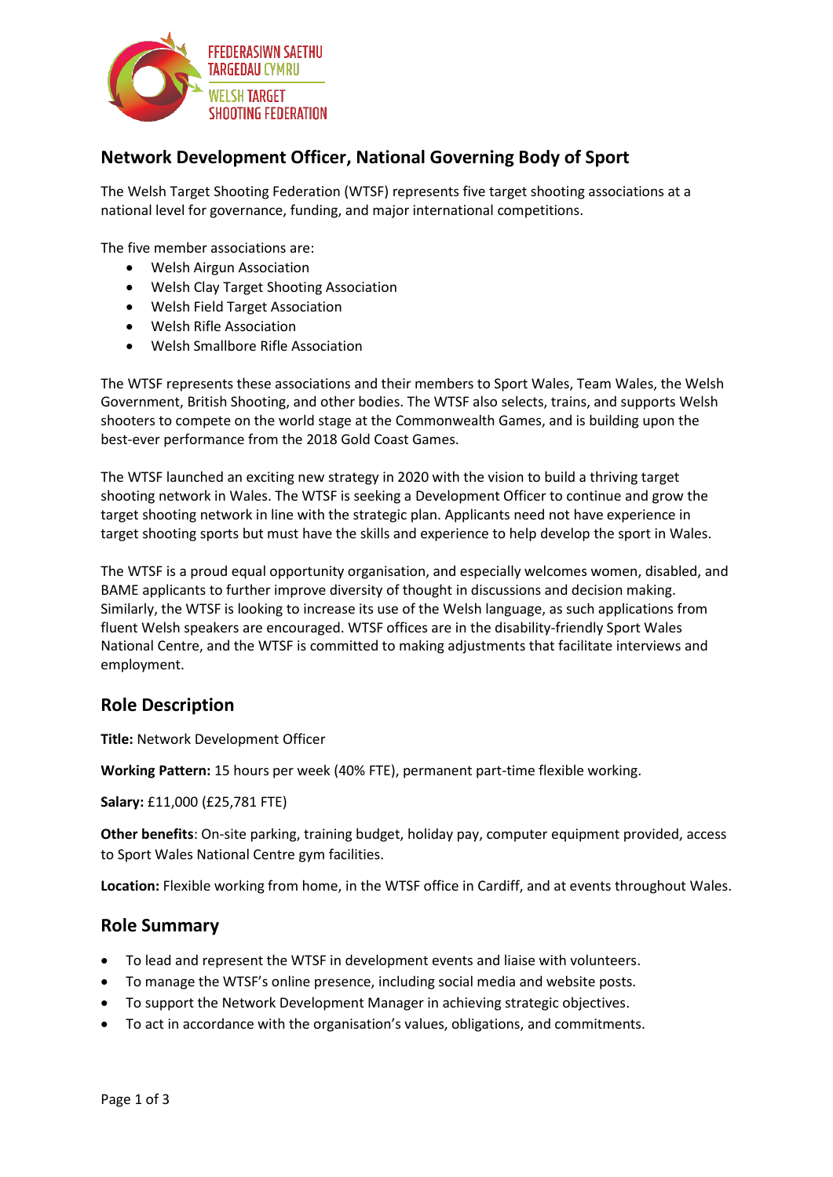FFEDERASIWN SAETHU TARGEDAU CYMRU

WELSH TARGET SHOOTING FEDERATION

## Network Development Officer, National Governing Body of Sport

The Welsh Target Shooting Federation (WTSF) represents five target shooting associations at a national level for governance, funding, and major international competitions.

The five member associations are:

- Welsh Airgun Association
- Welsh Clay Target Shooting Association
- Welsh Field Target Association
- Welsh Rifle Association
- Welsh Smallbore Rifle Association

The WTSF represents these associations and their members to Sport Wales, Team Wales, the Welsh Government, British Shooting, and other bodies. The WTSF also selects, trains, and supports Welsh shooters to compete on the world stage at the Commonwealth Games, and is building upon the best-ever performance from the 2018 Gold Coast Games.

The WTSF launched an exciting new strategy in 2020 with the vision to build a thriving target shooting network in Wales. The WTSF is seeking a Development Officer to continue and grow the target shooting network in line with the strategic plan. Applicants need not have experience in target shooting sports but must have the skills and experience to help develop the sport in Wales.

The WTSF is a proud equal opportunity organisation, and especially welcomes women, disabled, and BAME applicants to further improve diversity of thought in discussions and decision making. Similarly, the WTSF is looking to increase its use of the Welsh language, as such applications from fluent Welsh speakers are encouraged. WTSF offices are in the disability-friendly Sport Wales National Centre, and the WTSF is committed to making adjustments that facilitate interviews and employment.

## Role Description

**Title:** Network Development Officer

**Working Pattern:** 15 hours per week (40% FTE), permanent part-time flexible working.

**Salary:** £11,000 (£25,781 FTE)

**Other benefits**: On-site parking, training budget, holiday pay, computer equipment provided, access to Sport Wales National Centre gym facilities.

**Location:** Flexible working from home, in the WTSF office in Cardiff, and at events throughout Wales.

## Role Summary

- To lead and represent the WTSF in development events and liaise with volunteers.
- To manage the WTSF's online presence, including social media and website posts.
- To support the Network Development Manager in achieving strategic objectives.
- To act in accordance with the organisation's values, obligations, and commitments.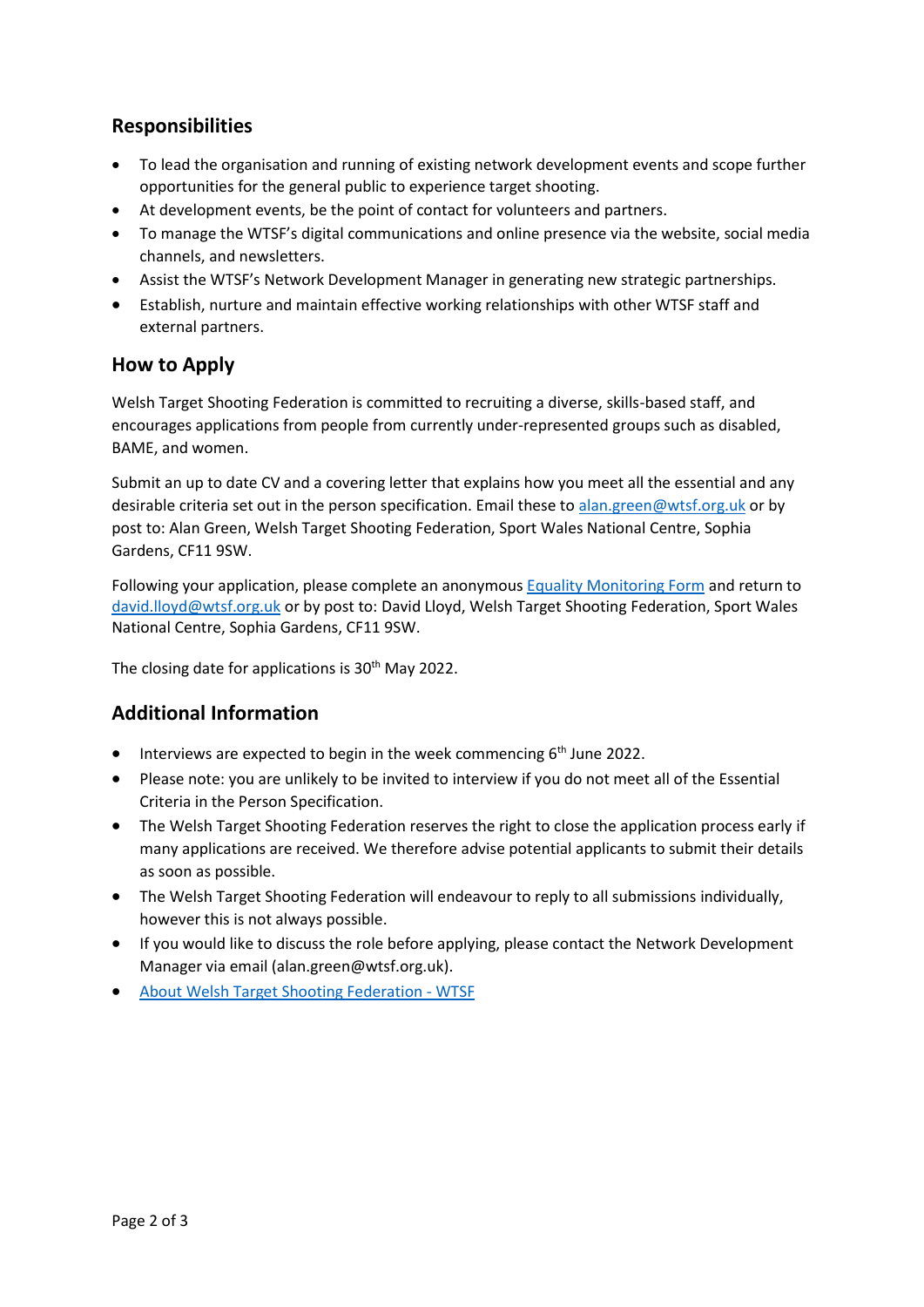## Responsibilities

- To lead the organisation and running of existing network development events and scope further opportunities for the general public to experience target shooting.
- At development events, be the point of contact for volunteers and partners.
- To manage the WTSF's digital communications and online presence via the website, social media channels, and newsletters.
- Assist the WTSF's Network Development Manager in generating new strategic partnerships.
- Establish, nurture and maintain effective working relationships with other WTSF staff and external partners.

## How to Apply

Welsh Target Shooting Federation is committed to recruiting a diverse, skills-based staff, and encourages applications from people from currently under-represented groups such as disabled, BAME, and women.

Submit an up to date CV and a covering letter that explains how you meet all the essential and any desirable criteria set out in the person specification. Email these to [alan.green@wtsf.org.uk](mailto:alan.green@wtsf.org.uk) or by post to: Alan Green, Welsh Target Shooting Federation, Sport Wales National Centre, Sophia Gardens, CF11 9SW.

Following your application, please complete an anonymous [Equality Monitoring Form]() and return to [david.lloyd@wtsf.org.uk](mailto:david.lloyd@wtsf.org.uk) or by post to: David Lloyd, Welsh Target Shooting Federation, Sport Wales National Centre, Sophia Gardens, CF11 9SW.

The closing date for applications is 30th May 2022.

## Additional Information

- Interviews are expected to begin in the week commencing 6th June 2022.
- Please note: you are unlikely to be invited to interview if you do not meet all of the Essential Criteria in the Person Specification.
- The Welsh Target Shooting Federation reserves the right to close the application process early if many applications are received. We therefore advise potential applicants to submit their details as soon as possible.
- The Welsh Target Shooting Federation will endeavour to reply to all submissions individually, however this is not always possible.
- If you would like to discuss the role before applying, please contact the Network Development Manager via email (alan.green@wtsf.org.uk).
- [About Welsh Target Shooting Federation - WTSF]()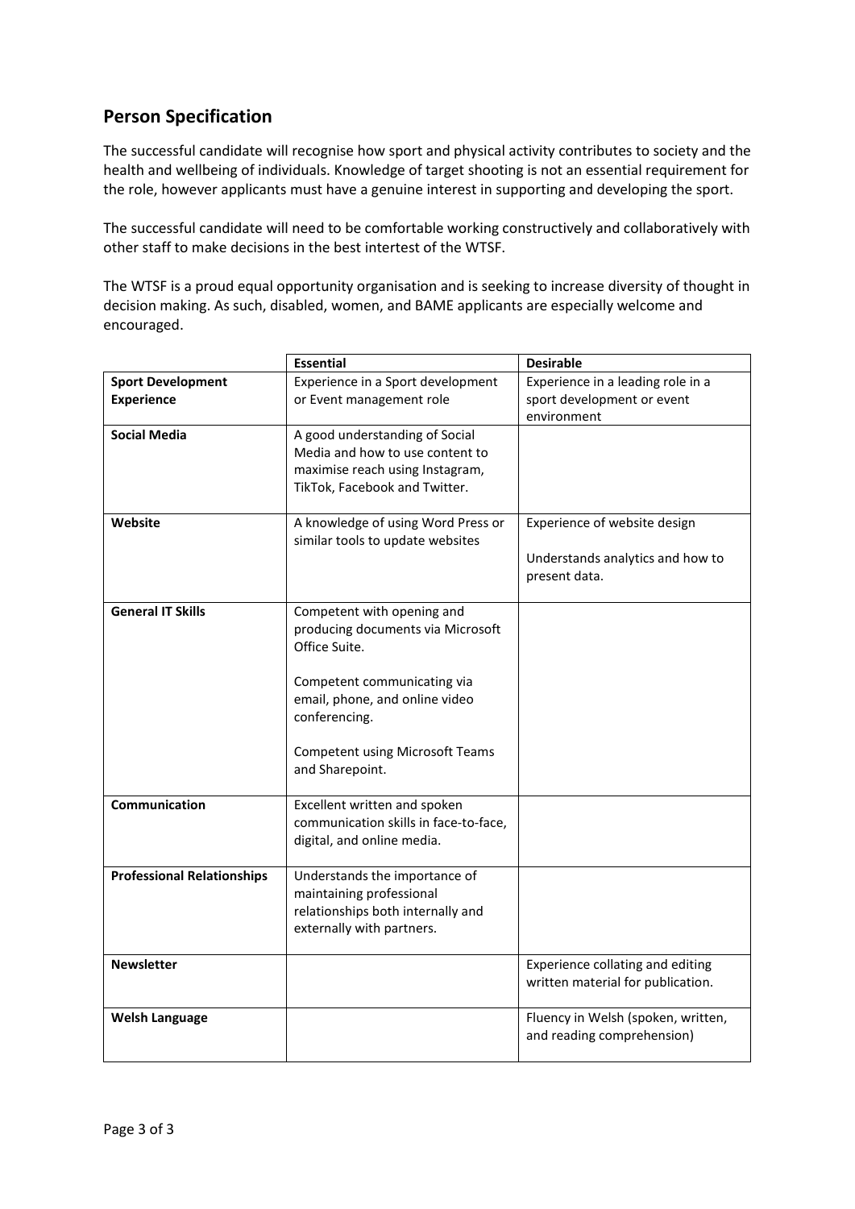## Person Specification

The successful candidate will recognise how sport and physical activity contributes to society and the health and wellbeing of individuals. Knowledge of target shooting is not an essential requirement for the role, however applicants must have a genuine interest in supporting and developing the sport.

The successful candidate will need to be comfortable working constructively and collaboratively with other staff to make decisions in the best intertest of the WTSF.

The WTSF is a proud equal opportunity organisation and is seeking to increase diversity of thought in decision making. As such, disabled, women, and BAME applicants are especially welcome and encouraged.

| | **Essential** | **Desirable** |
|---|---|---|
| **Sport Development Experience** | Experience in a Sport development or Event management role | Experience in a leading role in a sport development or event environment |
| **Social Media** | A good understanding of Social Media and how to use content to maximise reach using Instagram, TikTok, Facebook and Twitter. | |
| **Website** | A knowledge of using Word Press or similar tools to update websites | Experience of website design<br><br>Understands analytics and how to present data. |
| **General IT Skills** | Competent with opening and producing documents via Microsoft Office Suite.<br><br>Competent communicating via email, phone, and online video conferencing.<br><br>Competent using Microsoft Teams and Sharepoint. | |
| **Communication** | Excellent written and spoken communication skills in face-to-face, digital, and online media. | |
| **Professional Relationships** | Understands the importance of maintaining professional relationships both internally and externally with partners. | |
| **Newsletter** | | Experience collating and editing written material for publication. |
| **Welsh Language** | | Fluency in Welsh (spoken, written, and reading comprehension) |